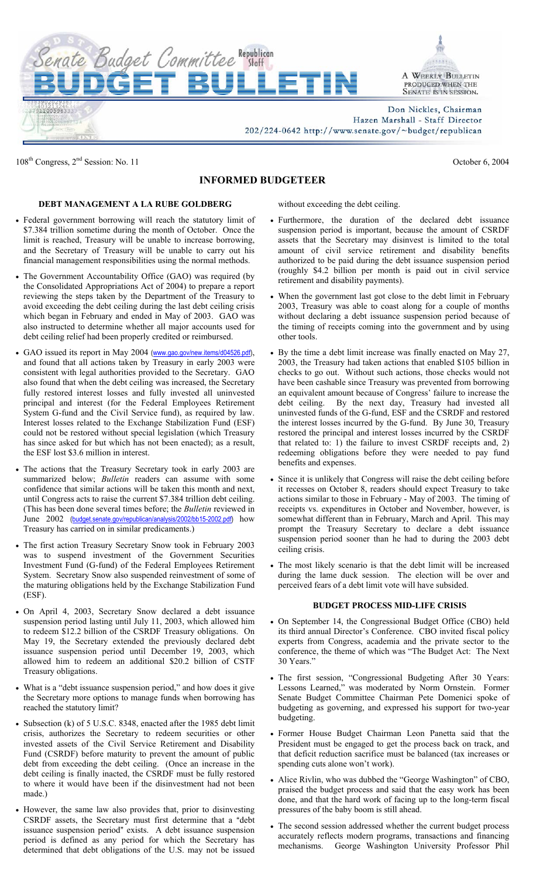# Senate Budget Committee Republican Staff

# BUDGET BULLETIN

A WEEKLY BULLETIN PRODUCED WHEN THE SENATE IS IN SESSION.

Don Nickles, Chairman
Hazen Marshall - Staff Director
202/224-0642 http://www.senate.gov/~budget/republican

108th Congress, 2nd Session: No. 11

October 6, 2004

## INFORMED BUDGETEER

### DEBT MANAGEMENT A LA RUBE GOLDBERG

- Federal government borrowing will reach the statutory limit of $7.384 trillion sometime during the month of October. Once the limit is reached, Treasury will be unable to increase borrowing, and the Secretary of Treasury will be unable to carry out his financial management responsibilities using the normal methods.
- The Government Accountability Office (GAO) was required (by the Consolidated Appropriations Act of 2004) to prepare a report reviewing the steps taken by the Department of the Treasury to avoid exceeding the debt ceiling during the last debt ceiling crisis which began in February and ended in May of 2003. GAO was also instructed to determine whether all major accounts used for debt ceiling relief had been properly credited or reimbursed.
- GAO issued its report in May 2004 (www.gao.gov/new.items/d04526.pdf), and found that all actions taken by Treasury in early 2003 were consistent with legal authorities provided to the Secretary. GAO also found that when the debt ceiling was increased, the Secretary fully restored interest losses and fully invested all uninvested principal and interest (for the Federal Employees Retirement System G-fund and the Civil Service fund), as required by law. Interest losses related to the Exchange Stabilization Fund (ESF) could not be restored without special legislation (which Treasury has since asked for but which has not been enacted); as a result, the ESF lost $3.6 million in interest.
- The actions that the Treasury Secretary took in early 2003 are summarized below; *Bulletin* readers can assume with some confidence that similar actions will be taken this month and next, until Congress acts to raise the current $7.384 trillion debt ceiling. (This has been done several times before; the *Bulletin* reviewed in June 2002 (budget.senate.gov/republican/analysis/2002/bb15-2002.pdf) how Treasury has carried on in similar predicaments.)
- The first action Treasury Secretary Snow took in February 2003 was to suspend investment of the Government Securities Investment Fund (G-fund) of the Federal Employees Retirement System. Secretary Snow also suspended reinvestment of some of the maturing obligations held by the Exchange Stabilization Fund (ESF).
- On April 4, 2003, Secretary Snow declared a debt issuance suspension period lasting until July 11, 2003, which allowed him to redeem $12.2 billion of the CSRDF Treasury obligations. On May 19, the Secretary extended the previously declared debt issuance suspension period until December 19, 2003, which allowed him to redeem an additional $20.2 billion of CSTF Treasury obligations.
- What is a "debt issuance suspension period," and how does it give the Secretary more options to manage funds when borrowing has reached the statutory limit?
- Subsection (k) of 5 U.S.C. 8348, enacted after the 1985 debt limit crisis, authorizes the Secretary to redeem securities or other invested assets of the Civil Service Retirement and Disability Fund (CSRDF) before maturity to prevent the amount of public debt from exceeding the debt ceiling. (Once an increase in the debt ceiling is finally inacted, the CSRDF must be fully restored to where it would have been if the disinvestment had not been made.)
- However, the same law also provides that, prior to disinvesting CSRDF assets, the Secretary must first determine that a "debt issuance suspension period" exists. A debt issuance suspension period is defined as any period for which the Secretary has determined that debt obligations of the U.S. may not be issued without exceeding the debt ceiling.
- Furthermore, the duration of the declared debt issuance suspension period is important, because the amount of CSRDF assets that the Secretary may disinvest is limited to the total amount of civil service retirement and disability benefits authorized to be paid during the debt issuance suspension period (roughly $4.2 billion per month is paid out in civil service retirement and disability payments).
- When the government last got close to the debt limit in February 2003, Treasury was able to coast along for a couple of months without declaring a debt issuance suspension period because of the timing of receipts coming into the government and by using other tools.
- By the time a debt limit increase was finally enacted on May 27, 2003, the Treasury had taken actions that enabled $105 billion in checks to go out. Without such actions, those checks would not have been cashable since Treasury was prevented from borrowing an equivalent amount because of Congress' failure to increase the debt ceiling. By the next day, Treasury had invested all uninvested funds of the G-fund, ESF and the CSRDF and restored the interest losses incurred by the G-fund. By June 30, Treasury restored the principal and interest losses incurred by the CSRDF that related to: 1) the failure to invest CSRDF receipts and, 2) redeeming obligations before they were needed to pay fund benefits and expenses.
- Since it is unlikely that Congress will raise the debt ceiling before it recesses on October 8, readers should expect Treasury to take actions similar to those in February - May of 2003. The timing of receipts vs. expenditures in October and November, however, is somewhat different than in February, March and April. This may prompt the Treasury Secretary to declare a debt issuance suspension period sooner than he had to during the 2003 debt ceiling crisis.
- The most likely scenario is that the debt limit will be increased during the lame duck session. The election will be over and perceived fears of a debt limit vote will have subsided.

### BUDGET PROCESS MID-LIFE CRISIS

- On September 14, the Congressional Budget Office (CBO) held its third annual Director's Conference. CBO invited fiscal policy experts from Congress, academia and the private sector to the conference, the theme of which was "The Budget Act: The Next 30 Years."
- The first session, "Congressional Budgeting After 30 Years: Lessons Learned," was moderated by Norm Ornstein. Former Senate Budget Committee Chairman Pete Domenici spoke of budgeting as governing, and expressed his support for two-year budgeting.
- Former House Budget Chairman Leon Panetta said that the President must be engaged to get the process back on track, and that deficit reduction sacrifice must be balanced (tax increases or spending cuts alone won't work).
- Alice Rivlin, who was dubbed the "George Washington" of CBO, praised the budget process and said that the easy work has been done, and that the hard work of facing up to the long-term fiscal pressures of the baby boom is still ahead.
- The second session addressed whether the current budget process accurately reflects modern programs, transactions and financing mechanisms. George Washington University Professor Phil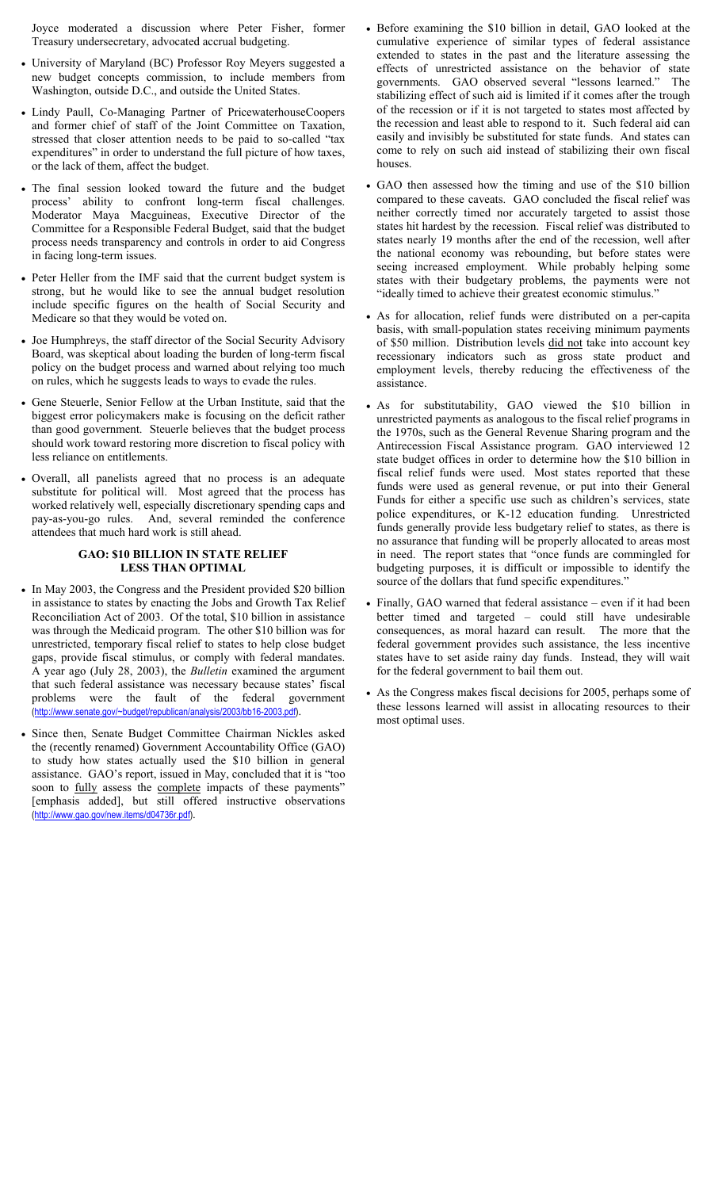Joyce moderated a discussion where Peter Fisher, former Treasury undersecretary, advocated accrual budgeting.

- University of Maryland (BC) Professor Roy Meyers suggested a new budget concepts commission, to include members from Washington, outside D.C., and outside the United States.
- Lindy Paull, Co-Managing Partner of PricewaterhouseCoopers and former chief of staff of the Joint Committee on Taxation, stressed that closer attention needs to be paid to so-called "tax expenditures" in order to understand the full picture of how taxes, or the lack of them, affect the budget.
- The final session looked toward the future and the budget process' ability to confront long-term fiscal challenges. Moderator Maya Macguineas, Executive Director of the Committee for a Responsible Federal Budget, said that the budget process needs transparency and controls in order to aid Congress in facing long-term issues.
- Peter Heller from the IMF said that the current budget system is strong, but he would like to see the annual budget resolution include specific figures on the health of Social Security and Medicare so that they would be voted on.
- Joe Humphreys, the staff director of the Social Security Advisory Board, was skeptical about loading the burden of long-term fiscal policy on the budget process and warned about relying too much on rules, which he suggests leads to ways to evade the rules.
- Gene Steuerle, Senior Fellow at the Urban Institute, said that the biggest error policymakers make is focusing on the deficit rather than good government. Steuerle believes that the budget process should work toward restoring more discretion to fiscal policy with less reliance on entitlements.
- Overall, all panelists agreed that no process is an adequate substitute for political will. Most agreed that the process has worked relatively well, especially discretionary spending caps and pay-as-you-go rules. And, several reminded the conference attendees that much hard work is still ahead.

## GAO: $10 BILLION IN STATE RELIEF LESS THAN OPTIMAL

- In May 2003, the Congress and the President provided $20 billion in assistance to states by enacting the Jobs and Growth Tax Relief Reconciliation Act of 2003. Of the total, $10 billion in assistance was through the Medicaid program. The other $10 billion was for unrestricted, temporary fiscal relief to states to help close budget gaps, provide fiscal stimulus, or comply with federal mandates. A year ago (July 28, 2003), the *Bulletin* examined the argument that such federal assistance was necessary because states' fiscal problems were the fault of the federal government (http://www.senate.gov/~budget/republican/analysis/2003/bb16-2003.pdf).
- Since then, Senate Budget Committee Chairman Nickles asked the (recently renamed) Government Accountability Office (GAO) to study how states actually used the $10 billion in general assistance. GAO's report, issued in May, concluded that it is "too soon to <u>fully</u> assess the <u>complete</u> impacts of these payments" [emphasis added], but still offered instructive observations (http://www.gao.gov/new.items/d04736r.pdf).
- Before examining the $10 billion in detail, GAO looked at the cumulative experience of similar types of federal assistance extended to states in the past and the literature assessing the effects of unrestricted assistance on the behavior of state governments. GAO observed several "lessons learned." The stabilizing effect of such aid is limited if it comes after the trough of the recession or if it is not targeted to states most affected by the recession and least able to respond to it. Such federal aid can easily and invisibly be substituted for state funds. And states can come to rely on such aid instead of stabilizing their own fiscal houses.
- GAO then assessed how the timing and use of the $10 billion compared to these caveats. GAO concluded the fiscal relief was neither correctly timed nor accurately targeted to assist those states hit hardest by the recession. Fiscal relief was distributed to states nearly 19 months after the end of the recession, well after the national economy was rebounding, but before states were seeing increased employment. While probably helping some states with their budgetary problems, the payments were not "ideally timed to achieve their greatest economic stimulus."
- As for allocation, relief funds were distributed on a per-capita basis, with small-population states receiving minimum payments of $50 million. Distribution levels <u>did not</u> take into account key recessionary indicators such as gross state product and employment levels, thereby reducing the effectiveness of the assistance.
- As for substitutability, GAO viewed the $10 billion in unrestricted payments as analogous to the fiscal relief programs in the 1970s, such as the General Revenue Sharing program and the Antirecession Fiscal Assistance program. GAO interviewed 12 state budget offices in order to determine how the $10 billion in fiscal relief funds were used. Most states reported that these funds were used as general revenue, or put into their General Funds for either a specific use such as children's services, state police expenditures, or K-12 education funding. Unrestricted funds generally provide less budgetary relief to states, as there is no assurance that funding will be properly allocated to areas most in need. The report states that "once funds are commingled for budgeting purposes, it is difficult or impossible to identify the source of the dollars that fund specific expenditures."
- Finally, GAO warned that federal assistance – even if it had been better timed and targeted – could still have undesirable consequences, as moral hazard can result. The more that the federal government provides such assistance, the less incentive states have to set aside rainy day funds. Instead, they will wait for the federal government to bail them out.
- As the Congress makes fiscal decisions for 2005, perhaps some of these lessons learned will assist in allocating resources to their most optimal uses.